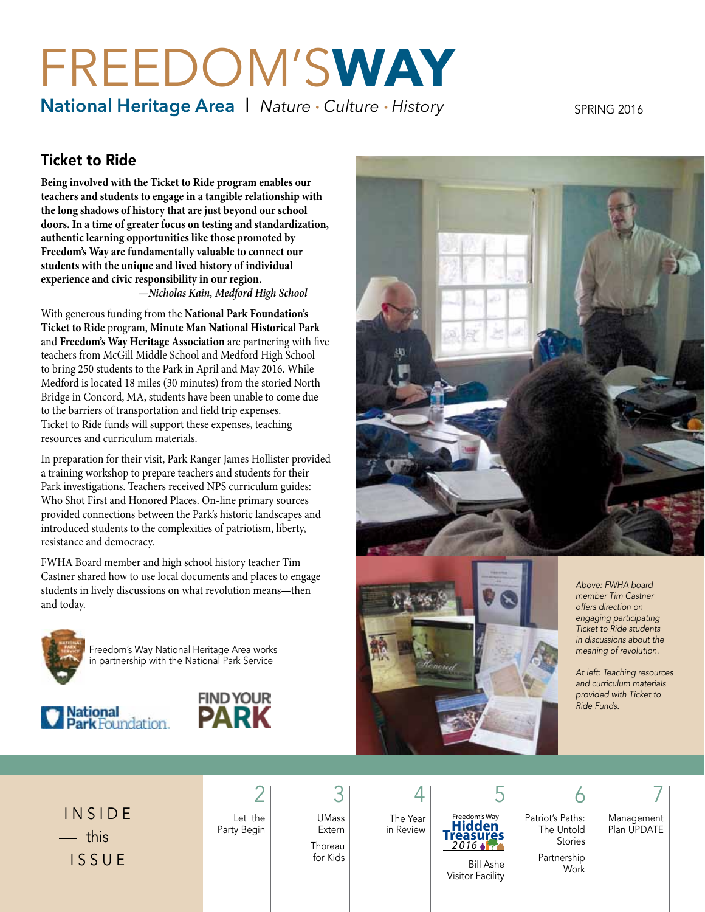# FREEDOM'S WAY

**National Heritage Area** | *Nature · Culture · History*

SPRING 2016

## Ticket to Ride

**Being involved with the Ticket to Ride program enables our teachers and students to engage in a tangible relationship with the long shadows of history that are just beyond our school doors. In a time of greater focus on testing and standardization, authentic learning opportunities like those promoted by Freedom's Way are fundamentally valuable to connect our students with the unique and lived history of individual experience and civic responsibility in our region.**

*—Nicholas Kain, Medford High School*

With generous funding from the **National Park Foundation's Ticket to Ride** program, **Minute Man National Historical Park** and **Freedom's Way Heritage Association** are partnering with five teachers from McGill Middle School and Medford High School to bring 250 students to the Park in April and May 2016. While Medford is located 18 miles (30 minutes) from the storied North Bridge in Concord, MA, students have been unable to come due to the barriers of transportation and field trip expenses. Ticket to Ride funds will support these expenses, teaching resources and curriculum materials.

In preparation for their visit, Park Ranger James Hollister provided a training workshop to prepare teachers and students for their Park investigations. Teachers received NPS curriculum guides: Who Shot First and Honored Places. On-line primary sources provided connections between the Park's historic landscapes and introduced students to the complexities of patriotism, liberty, resistance and democracy.

FWHA Board member and high school history teacher Tim Castner shared how to use local documents and places to engage students in lively discussions on what revolution means—then and today.

Freedom's Way National Heritage Area works in partnership with the National Park Service

National Park Foundation

FIND YOUR PARK

*Above: FWHA board member Tim Castner offers direction on engaging participating Ticket to Ride students in discussions about the meaning of revolution.*

*At left: Teaching resources and curriculum materials provided with Ticket to Ride Funds.*

## INSIDE — this — ISSUE

- 2 Let the Party Begin
- 3 UMass Extern; Thoreau for Kids
- 4 The Year in Review
- 5 Freedom's Way Hidden Treasures 2016; Bill Ashe Visitor Facility
- 6 Patriot's Paths: The Untold Stories; Partnership Work
- 7 Management Plan UPDATE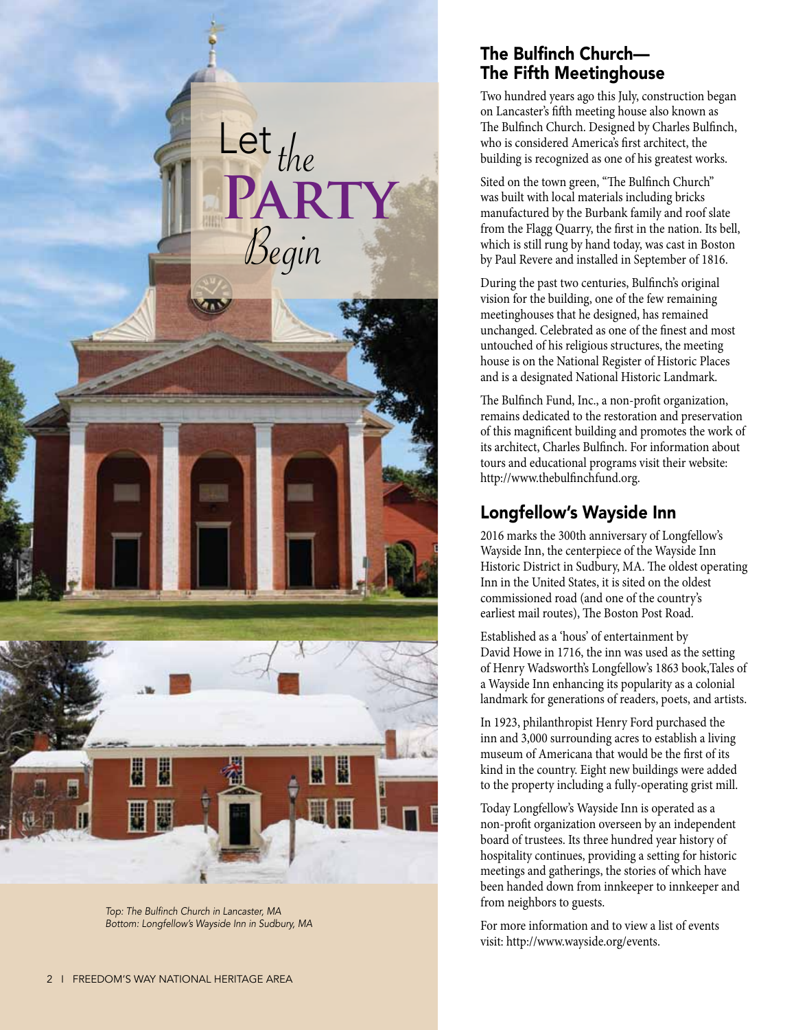# Let *the* Party *Begin*

## The Bulfinch Church— The Fifth Meetinghouse

Two hundred years ago this July, construction began on Lancaster's fifth meeting house also known as The Bulfinch Church. Designed by Charles Bulfinch, who is considered America's first architect, the building is recognized as one of his greatest works.

Sited on the town green, "The Bulfinch Church" was built with local materials including bricks manufactured by the Burbank family and roof slate from the Flagg Quarry, the first in the nation. Its bell, which is still rung by hand today, was cast in Boston by Paul Revere and installed in September of 1816.

During the past two centuries, Bulfinch's original vision for the building, one of the few remaining meetinghouses that he designed, has remained unchanged. Celebrated as one of the finest and most untouched of his religious structures, the meeting house is on the National Register of Historic Places and is a designated National Historic Landmark.

The Bulfinch Fund, Inc., a non-profit organization, remains dedicated to the restoration and preservation of this magnificent building and promotes the work of its architect, Charles Bulfinch. For information about tours and educational programs visit their website: http://www.thebulfinchfund.org.

## Longfellow's Wayside Inn

2016 marks the 300th anniversary of Longfellow's Wayside Inn, the centerpiece of the Wayside Inn Historic District in Sudbury, MA. The oldest operating Inn in the United States, it is sited on the oldest commissioned road (and one of the country's earliest mail routes), The Boston Post Road.

Established as a 'hous' of entertainment by David Howe in 1716, the inn was used as the setting of Henry Wadsworth's Longfellow's 1863 book,Tales of a Wayside Inn enhancing its popularity as a colonial landmark for generations of readers, poets, and artists.

In 1923, philanthropist Henry Ford purchased the inn and 3,000 surrounding acres to establish a living museum of Americana that would be the first of its kind in the country. Eight new buildings were added to the property including a fully-operating grist mill.

Today Longfellow's Wayside Inn is operated as a non-profit organization overseen by an independent board of trustees. Its three hundred year history of hospitality continues, providing a setting for historic meetings and gatherings, the stories of which have been handed down from innkeeper to innkeeper and from neighbors to guests.

For more information and to view a list of events visit: http://www.wayside.org/events.

*Top: The Bulfinch Church in Lancaster, MA*
*Bottom: Longfellow's Wayside Inn in Sudbury, MA*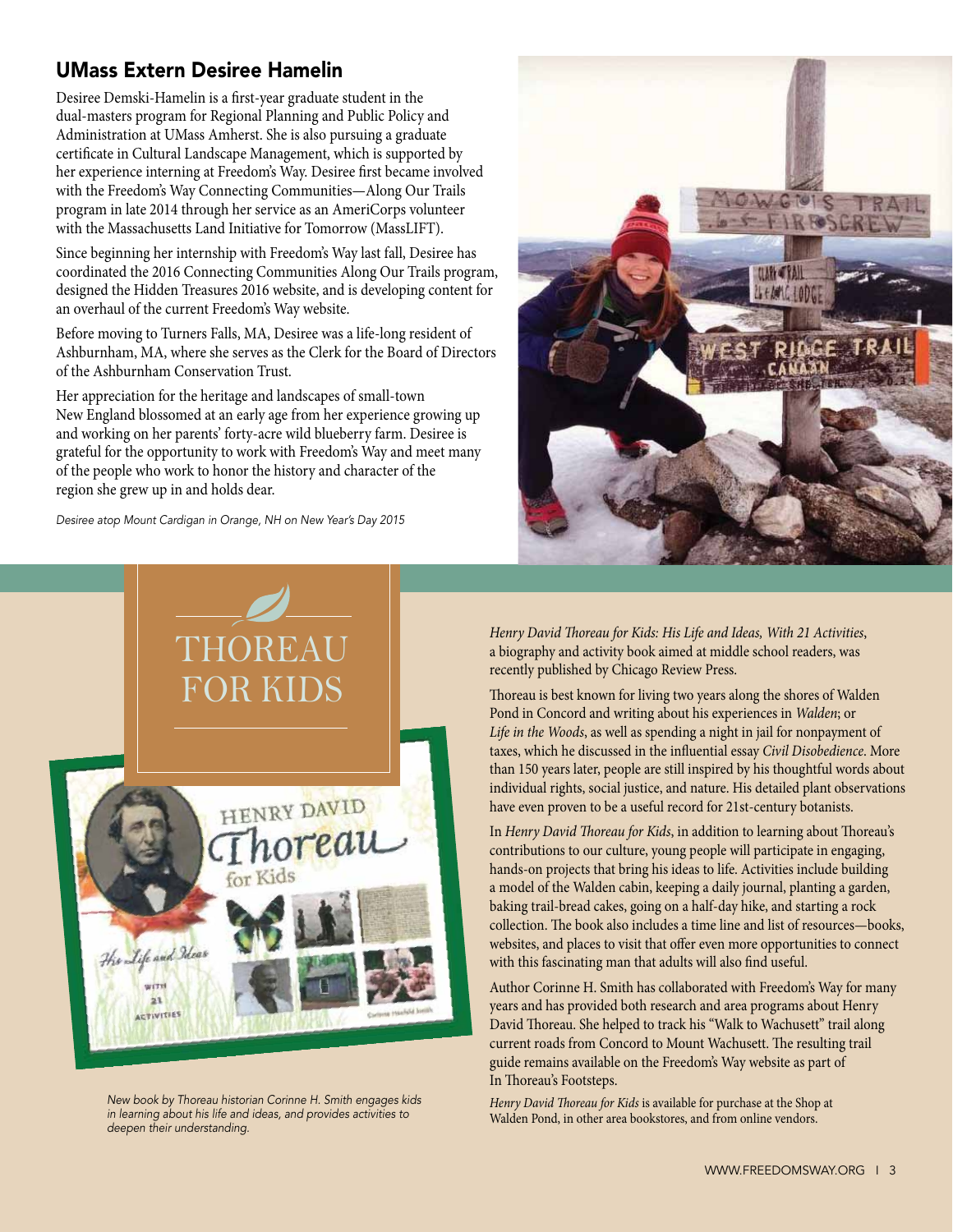## UMass Extern Desiree Hamelin

Desiree Demski-Hamelin is a first-year graduate student in the dual-masters program for Regional Planning and Public Policy and Administration at UMass Amherst. She is also pursuing a graduate certificate in Cultural Landscape Management, which is supported by her experience interning at Freedom's Way. Desiree first became involved with the Freedom's Way Connecting Communities—Along Our Trails program in late 2014 through her service as an AmeriCorps volunteer with the Massachusetts Land Initiative for Tomorrow (MassLIFT).

Since beginning her internship with Freedom's Way last fall, Desiree has coordinated the 2016 Connecting Communities Along Our Trails program, designed the Hidden Treasures 2016 website, and is developing content for an overhaul of the current Freedom's Way website.

Before moving to Turners Falls, MA, Desiree was a life-long resident of Ashburnham, MA, where she serves as the Clerk for the Board of Directors of the Ashburnham Conservation Trust.

Her appreciation for the heritage and landscapes of small-town New England blossomed at an early age from her experience growing up and working on her parents' forty-acre wild blueberry farm. Desiree is grateful for the opportunity to work with Freedom's Way and meet many of the people who work to honor the history and character of the region she grew up in and holds dear.

*Desiree atop Mount Cardigan in Orange, NH on New Year's Day 2015*

## THOREAU FOR KIDS

*New book by Thoreau historian Corinne H. Smith engages kids in learning about his life and ideas, and provides activities to deepen their understanding.*

*Henry David Thoreau for Kids: His Life and Ideas, With 21 Activities*, a biography and activity book aimed at middle school readers, was recently published by Chicago Review Press.

Thoreau is best known for living two years along the shores of Walden Pond in Concord and writing about his experiences in *Walden*; or *Life in the Woods*, as well as spending a night in jail for nonpayment of taxes, which he discussed in the influential essay *Civil Disobedience*. More than 150 years later, people are still inspired by his thoughtful words about individual rights, social justice, and nature. His detailed plant observations have even proven to be a useful record for 21st-century botanists.

In *Henry David Thoreau for Kids*, in addition to learning about Thoreau's contributions to our culture, young people will participate in engaging, hands-on projects that bring his ideas to life. Activities include building a model of the Walden cabin, keeping a daily journal, planting a garden, baking trail-bread cakes, going on a half-day hike, and starting a rock collection. The book also includes a time line and list of resources—books, websites, and places to visit that offer even more opportunities to connect with this fascinating man that adults will also find useful.

Author Corinne H. Smith has collaborated with Freedom's Way for many years and has provided both research and area programs about Henry David Thoreau. She helped to track his "Walk to Wachusett" trail along current roads from Concord to Mount Wachusett. The resulting trail guide remains available on the Freedom's Way website as part of In Thoreau's Footsteps.

*Henry David Thoreau for Kids* is available for purchase at the Shop at Walden Pond, in other area bookstores, and from online vendors.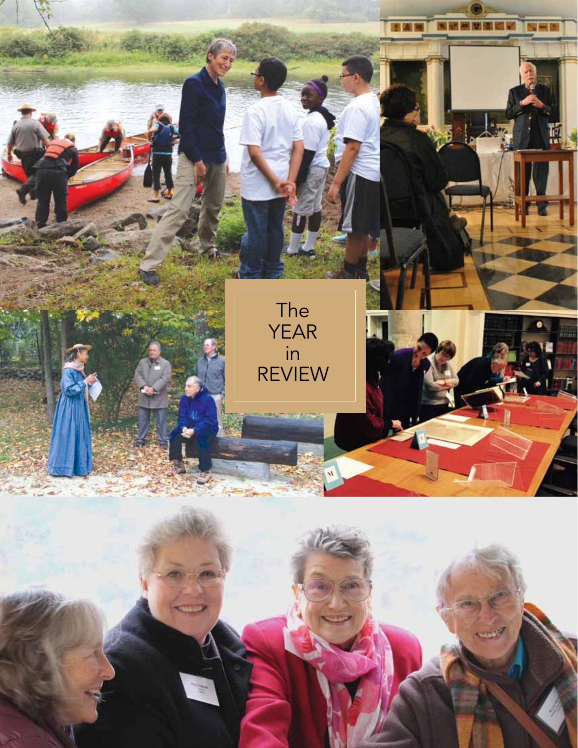# The YEAR in REVIEW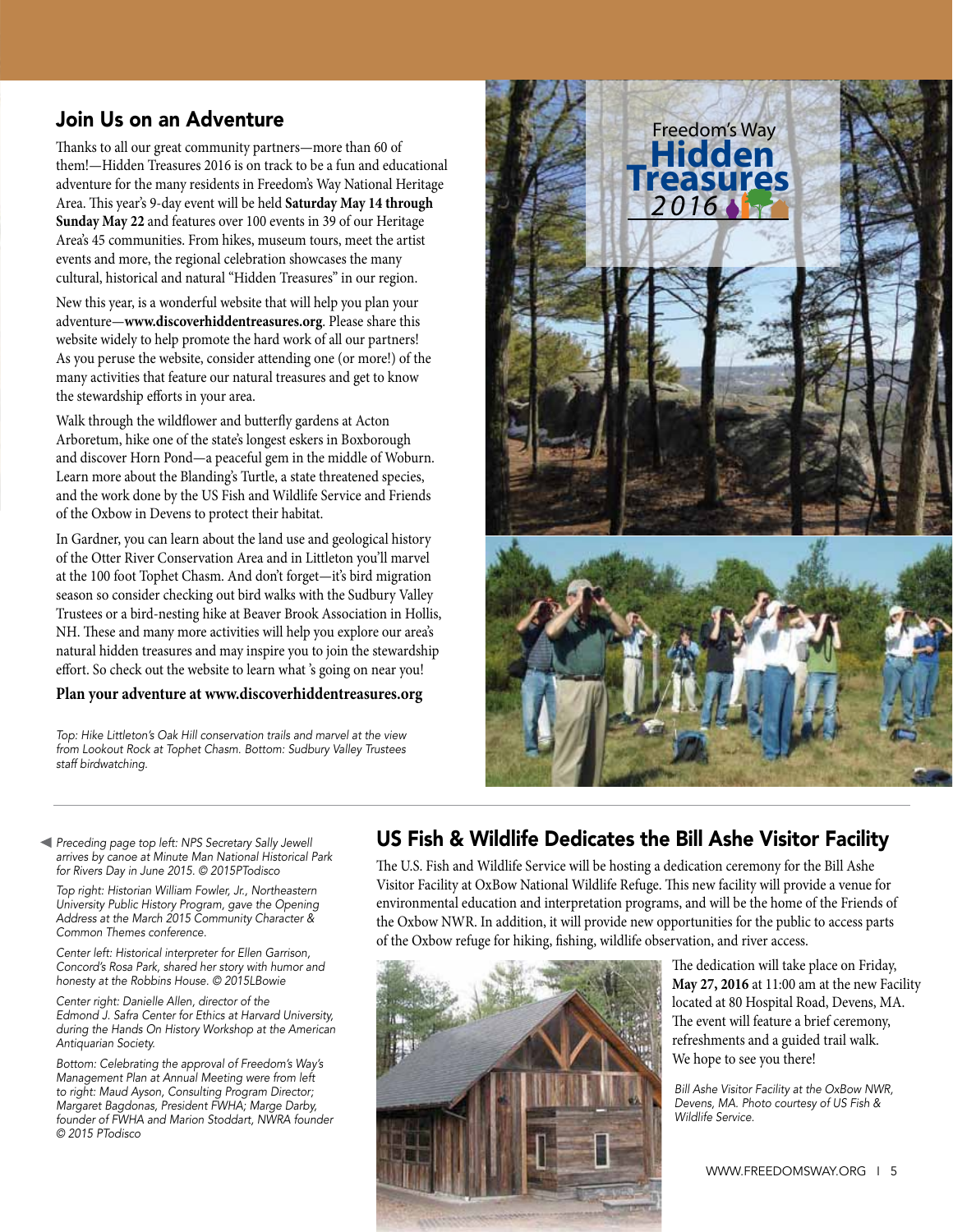## Join Us on an Adventure

Thanks to all our great community partners—more than 60 of them!—Hidden Treasures 2016 is on track to be a fun and educational adventure for the many residents in Freedom's Way National Heritage Area. This year's 9-day event will be held **Saturday May 14 through Sunday May 22** and features over 100 events in 39 of our Heritage Area's 45 communities. From hikes, museum tours, meet the artist events and more, the regional celebration showcases the many cultural, historical and natural "Hidden Treasures" in our region.

New this year, is a wonderful website that will help you plan your adventure—**www.discoverhiddentreasures.org**. Please share this website widely to help promote the hard work of all our partners! As you peruse the website, consider attending one (or more!) of the many activities that feature our natural treasures and get to know the stewardship efforts in your area.

Walk through the wildflower and butterfly gardens at Acton Arboretum, hike one of the state's longest eskers in Boxborough and discover Horn Pond—a peaceful gem in the middle of Woburn. Learn more about the Blanding's Turtle, a state threatened species, and the work done by the US Fish and Wildlife Service and Friends of the Oxbow in Devens to protect their habitat.

In Gardner, you can learn about the land use and geological history of the Otter River Conservation Area and in Littleton you'll marvel at the 100 foot Tophet Chasm. And don't forget—it's bird migration season so consider checking out bird walks with the Sudbury Valley Trustees or a bird-nesting hike at Beaver Brook Association in Hollis, NH. These and many more activities will help you explore our area's natural hidden treasures and may inspire you to join the stewardship effort. So check out the website to learn what 's going on near you!

**Plan your adventure at www.discoverhiddentreasures.org**

Freedom's Way **Hidden Treasures** 2016

*Top: Hike Littleton's Oak Hill conservation trails and marvel at the view from Lookout Rock at Tophet Chasm. Bottom: Sudbury Valley Trustees staff birdwatching.*

◀ *Preceding page top left: NPS Secretary Sally Jewell arrives by canoe at Minute Man National Historical Park for Rivers Day in June 2015. © 2015PTodisco*

*Top right: Historian William Fowler, Jr., Northeastern University Public History Program, gave the Opening Address at the March 2015 Community Character & Common Themes conference.*

*Center left: Historical interpreter for Ellen Garrison, Concord's Rosa Park, shared her story with humor and honesty at the Robbins House. © 2015LBowie*

*Center right: Danielle Allen, director of the Edmond J. Safra Center for Ethics at Harvard University, during the Hands On History Workshop at the American Antiquarian Society.*

*Bottom: Celebrating the approval of Freedom's Way's Management Plan at Annual Meeting were from left to right: Maud Ayson, Consulting Program Director; Margaret Bagdonas, President FWHA; Marge Darby, founder of FWHA and Marion Stoddart, NWRA founder © 2015 PTodisco*

## US Fish & Wildlife Dedicates the Bill Ashe Visitor Facility

The U.S. Fish and Wildlife Service will be hosting a dedication ceremony for the Bill Ashe Visitor Facility at OxBow National Wildlife Refuge. This new facility will provide a venue for environmental education and interpretation programs, and will be the home of the Friends of the Oxbow NWR. In addition, it will provide new opportunities for the public to access parts of the Oxbow refuge for hiking, fishing, wildlife observation, and river access.

The dedication will take place on Friday, **May 27, 2016** at 11:00 am at the new Facility located at 80 Hospital Road, Devens, MA. The event will feature a brief ceremony, refreshments and a guided trail walk. We hope to see you there!

*Bill Ashe Visitor Facility at the OxBow NWR, Devens, MA. Photo courtesy of US Fish & Wildlife Service.*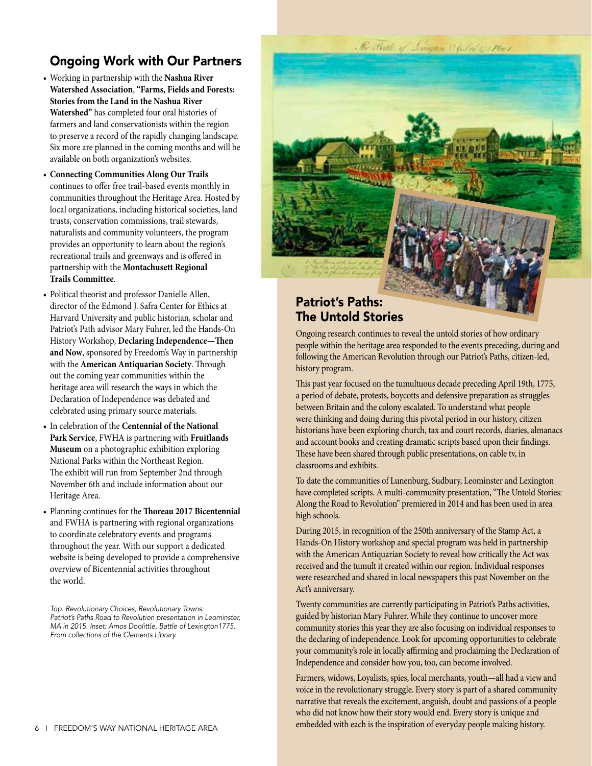## Ongoing Work with Our Partners

- Working in partnership with the **Nashua River Watershed Association**, **"Farms, Fields and Forests: Stories from the Land in the Nashua River Watershed"** has completed four oral histories of farmers and land conservationists within the region to preserve a record of the rapidly changing landscape. Six more are planned in the coming months and will be available on both organization's websites.
- **Connecting Communities Along Our Trails** continues to offer free trail-based events monthly in communities throughout the Heritage Area. Hosted by local organizations, including historical societies, land trusts, conservation commissions, trail stewards, naturalists and community volunteers, the program provides an opportunity to learn about the region's recreational trails and greenways and is offered in partnership with the **Montachusett Regional Trails Committee**.
- Political theorist and professor Danielle Allen, director of the Edmond J. Safra Center for Ethics at Harvard University and public historian, scholar and Patriot's Path advisor Mary Fuhrer, led the Hands-On History Workshop, **Declaring Independence—Then and Now**, sponsored by Freedom's Way in partnership with the **American Antiquarian Society**. Through out the coming year communities within the heritage area will research the ways in which the Declaration of Independence was debated and celebrated using primary source materials.
- In celebration of the **Centennial of the National Park Service**, FWHA is partnering with **Fruitlands Museum** on a photographic exhibition exploring National Parks within the Northeast Region. The exhibit will run from September 2nd through November 6th and include information about our Heritage Area.
- Planning continues for the **Thoreau 2017 Bicentennial** and FWHA is partnering with regional organizations to coordinate celebratory events and programs throughout the year. With our support a dedicated website is being developed to provide a comprehensive overview of Bicentennial activities throughout the world.

*Top: Revolutionary Choices, Revolutionary Towns: Patriot's Paths Road to Revolution presentation in Leominster, MA in 2015. Inset: Amos Doolittle, Battle of Lexington1775. From collections of the Clements Library.*

## Patriot's Paths: The Untold Stories

Ongoing research continues to reveal the untold stories of how ordinary people within the heritage area responded to the events preceding, during and following the American Revolution through our Patriot's Paths, citizen-led, history program.

This past year focused on the tumultuous decade preceding April 19th, 1775, a period of debate, protests, boycotts and defensive preparation as struggles between Britain and the colony escalated. To understand what people were thinking and doing during this pivotal period in our history, citizen historians have been exploring church, tax and court records, diaries, almanacs and account books and creating dramatic scripts based upon their findings. These have been shared through public presentations, on cable tv, in classrooms and exhibits.

To date the communities of Lunenburg, Sudbury, Leominster and Lexington have completed scripts. A multi-community presentation, "The Untold Stories: Along the Road to Revolution" premiered in 2014 and has been used in area high schools.

During 2015, in recognition of the 250th anniversary of the Stamp Act, a Hands-On History workshop and special program was held in partnership with the American Antiquarian Society to reveal how critically the Act was received and the tumult it created within our region. Individual responses were researched and shared in local newspapers this past November on the Act's anniversary.

Twenty communities are currently participating in Patriot's Paths activities, guided by historian Mary Fuhrer. While they continue to uncover more community stories this year they are also focusing on individual responses to the declaring of independence. Look for upcoming opportunities to celebrate your community's role in locally affirming and proclaiming the Declaration of Independence and consider how you, too, can become involved.

Farmers, widows, Loyalists, spies, local merchants, youth—all had a view and voice in the revolutionary struggle. Every story is part of a shared community narrative that reveals the excitement, anguish, doubt and passions of a people who did not know how their story would end. Every story is unique and embedded with each is the inspiration of everyday people making history.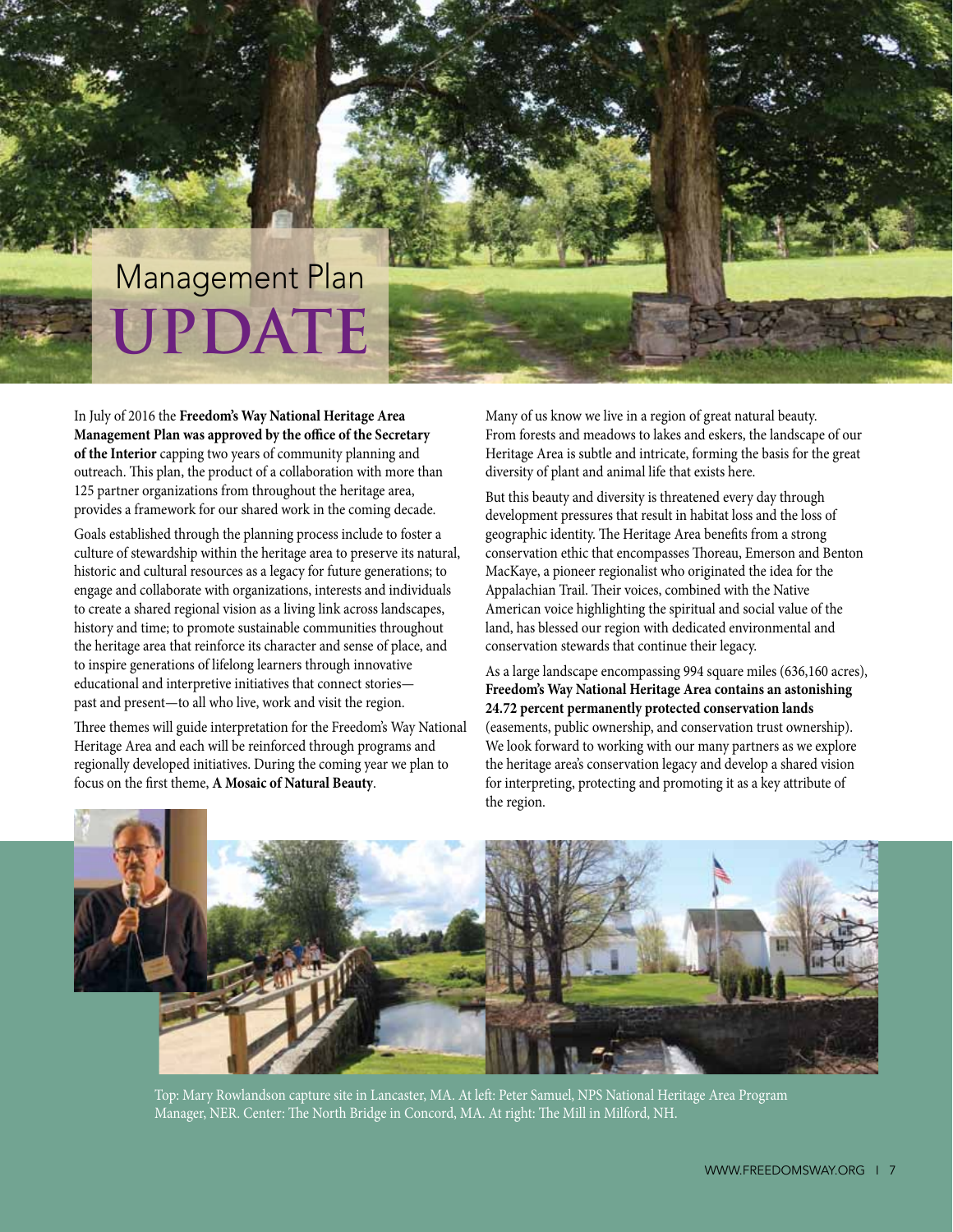# Management Plan UPDATE

In July of 2016 the **Freedom's Way National Heritage Area Management Plan was approved by the office of the Secretary of the Interior** capping two years of community planning and outreach. This plan, the product of a collaboration with more than 125 partner organizations from throughout the heritage area, provides a framework for our shared work in the coming decade.

Goals established through the planning process include to foster a culture of stewardship within the heritage area to preserve its natural, historic and cultural resources as a legacy for future generations; to engage and collaborate with organizations, interests and individuals to create a shared regional vision as a living link across landscapes, history and time; to promote sustainable communities throughout the heritage area that reinforce its character and sense of place, and to inspire generations of lifelong learners through innovative educational and interpretive initiatives that connect stories—past and present—to all who live, work and visit the region.

Three themes will guide interpretation for the Freedom's Way National Heritage Area and each will be reinforced through programs and regionally developed initiatives. During the coming year we plan to focus on the first theme, **A Mosaic of Natural Beauty**.

Many of us know we live in a region of great natural beauty. From forests and meadows to lakes and eskers, the landscape of our Heritage Area is subtle and intricate, forming the basis for the great diversity of plant and animal life that exists here.

But this beauty and diversity is threatened every day through development pressures that result in habitat loss and the loss of geographic identity. The Heritage Area benefits from a strong conservation ethic that encompasses Thoreau, Emerson and Benton MacKaye, a pioneer regionalist who originated the idea for the Appalachian Trail. Their voices, combined with the Native American voice highlighting the spiritual and social value of the land, has blessed our region with dedicated environmental and conservation stewards that continue their legacy.

As a large landscape encompassing 994 square miles (636,160 acres), **Freedom's Way National Heritage Area contains an astonishing 24.72 percent permanently protected conservation lands** (easements, public ownership, and conservation trust ownership). We look forward to working with our many partners as we explore the heritage area's conservation legacy and develop a shared vision for interpreting, protecting and promoting it as a key attribute of the region.

Top: Mary Rowlandson capture site in Lancaster, MA. At left: Peter Samuel, NPS National Heritage Area Program Manager, NER. Center: The North Bridge in Concord, MA. At right: The Mill in Milford, NH.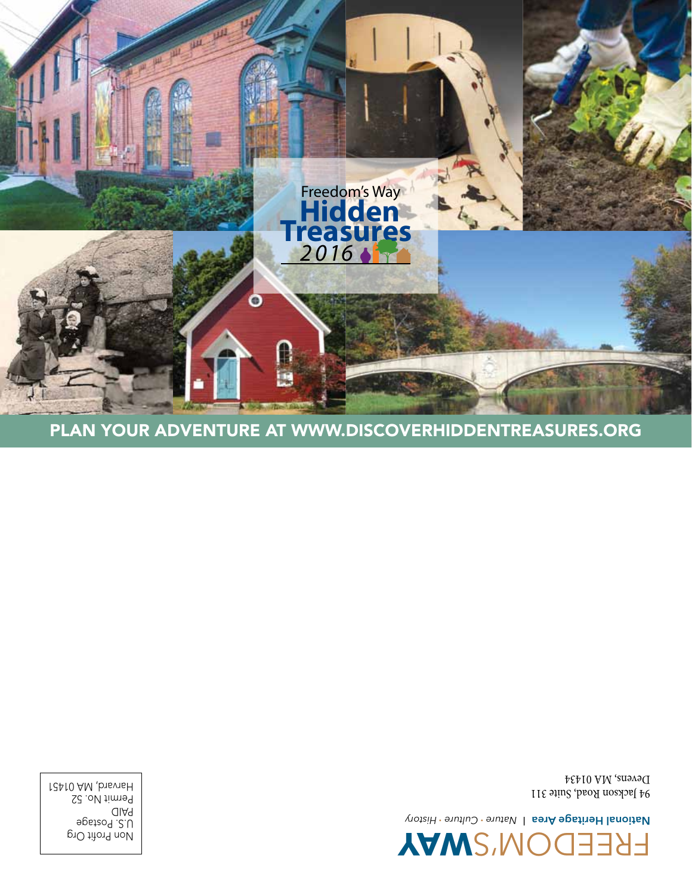Freedom's Way

# Hidden Treasures

*2016*

## PLAN YOUR ADVENTURE AT WWW.DISCOVERHIDDENTREASURES.ORG

FREEDOM'S WAY

**National Heritage Area** | *Nature • Culture • History*

94 Jackson Road, Suite 311
Devens, MA 01434

Non Profit Org
U.S. Postage
PAID
Permit No. 52
Harvard, MA 01451